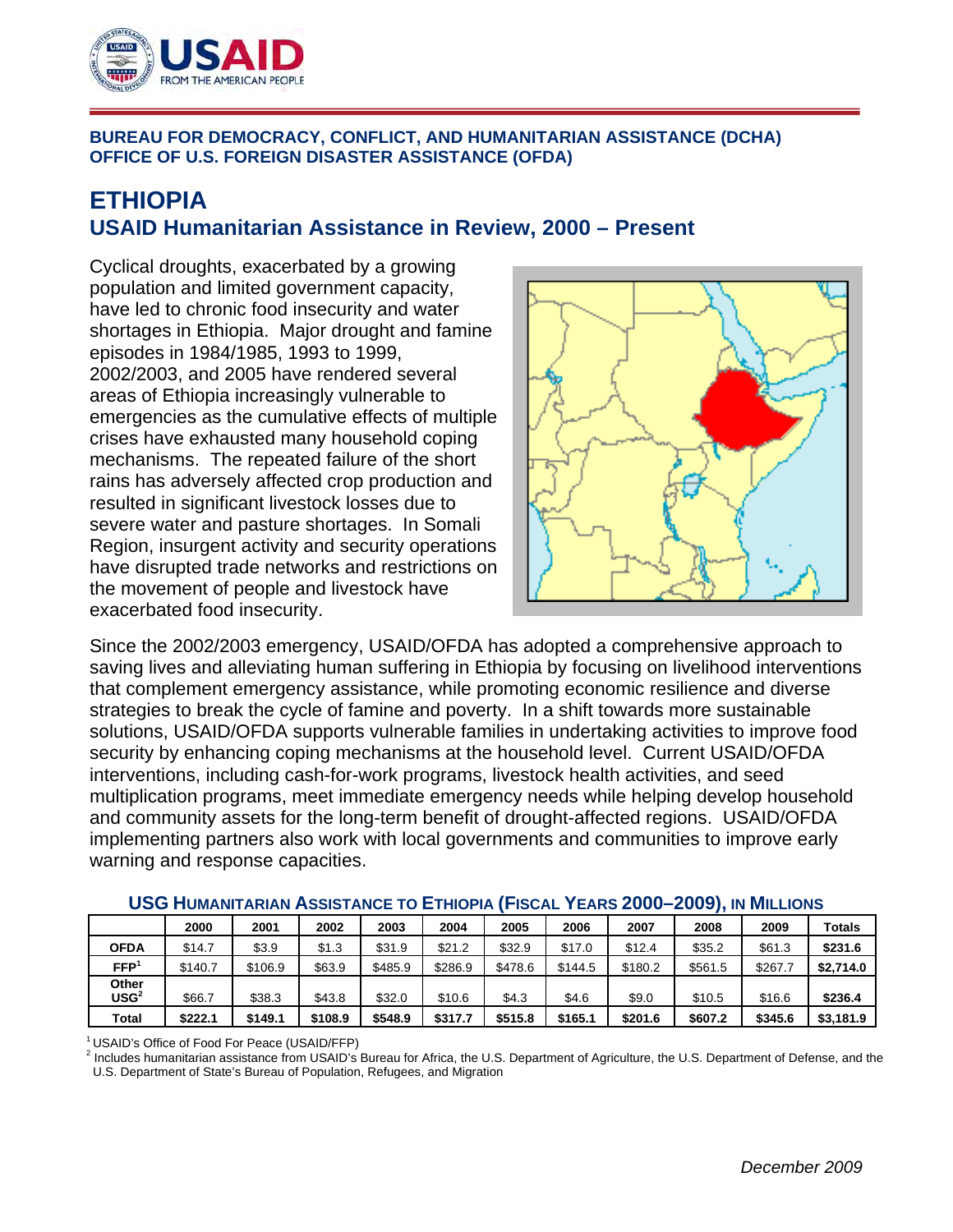**BUREAU FOR DEMOCRACY, CONFLICT, AND HUMANITARIAN ASSISTANCE (DCHA)**
**OFFICE OF U.S. FOREIGN DISASTER ASSISTANCE (OFDA)**

# ETHIOPIA
## USAID Humanitarian Assistance in Review, 2000 – Present

Cyclical droughts, exacerbated by a growing population and limited government capacity, have led to chronic food insecurity and water shortages in Ethiopia. Major drought and famine episodes in 1984/1985, 1993 to 1999, 2002/2003, and 2005 have rendered several areas of Ethiopia increasingly vulnerable to emergencies as the cumulative effects of multiple crises have exhausted many household coping mechanisms. The repeated failure of the short rains has adversely affected crop production and resulted in significant livestock losses due to severe water and pasture shortages. In Somali Region, insurgent activity and security operations have disrupted trade networks and restrictions on the movement of people and livestock have exacerbated food insecurity.

Since the 2002/2003 emergency, USAID/OFDA has adopted a comprehensive approach to saving lives and alleviating human suffering in Ethiopia by focusing on livelihood interventions that complement emergency assistance, while promoting economic resilience and diverse strategies to break the cycle of famine and poverty. In a shift towards more sustainable solutions, USAID/OFDA supports vulnerable families in undertaking activities to improve food security by enhancing coping mechanisms at the household level. Current USAID/OFDA interventions, including cash-for-work programs, livestock health activities, and seed multiplication programs, meet immediate emergency needs while helping develop household and community assets for the long-term benefit of drought-affected regions. USAID/OFDA implementing partners also work with local governments and communities to improve early warning and response capacities.

**USG HUMANITARIAN ASSISTANCE TO ETHIOPIA (FISCAL YEARS 2000–2009), IN MILLIONS**

| | 2000 | 2001 | 2002 | 2003 | 2004 | 2005 | 2006 | 2007 | 2008 | 2009 | Totals |
|---|---|---|---|---|---|---|---|---|---|---|---|
| **OFDA** | $14.7 | $3.9 | $1.3 | $31.9 | $21.2 | $32.9 | $17.0 | $12.4 | $35.2 | $61.3 | **$231.6** |
| **FFP[1]** | $140.7 | $106.9 | $63.9 | $485.9 | $286.9 | $478.6 | $144.5 | $180.2 | $561.5 | $267.7 | **$2,714.0** |
| **Other USG[2]** | $66.7 | $38.3 | $43.8 | $32.0 | $10.6 | $4.3 | $4.6 | $9.0 | $10.5 | $16.6 | **$236.4** |
| **Total** | **$222.1** | **$149.1** | **$108.9** | **$548.9** | **$317.7** | **$515.8** | **$165.1** | **$201.6** | **$607.2** | **$345.6** | **$3,181.9** |

[1] USAID's Office of Food For Peace (USAID/FFP)
[2] Includes humanitarian assistance from USAID's Bureau for Africa, the U.S. Department of Agriculture, the U.S. Department of Defense, and the U.S. Department of State's Bureau of Population, Refugees, and Migration

*December 2009*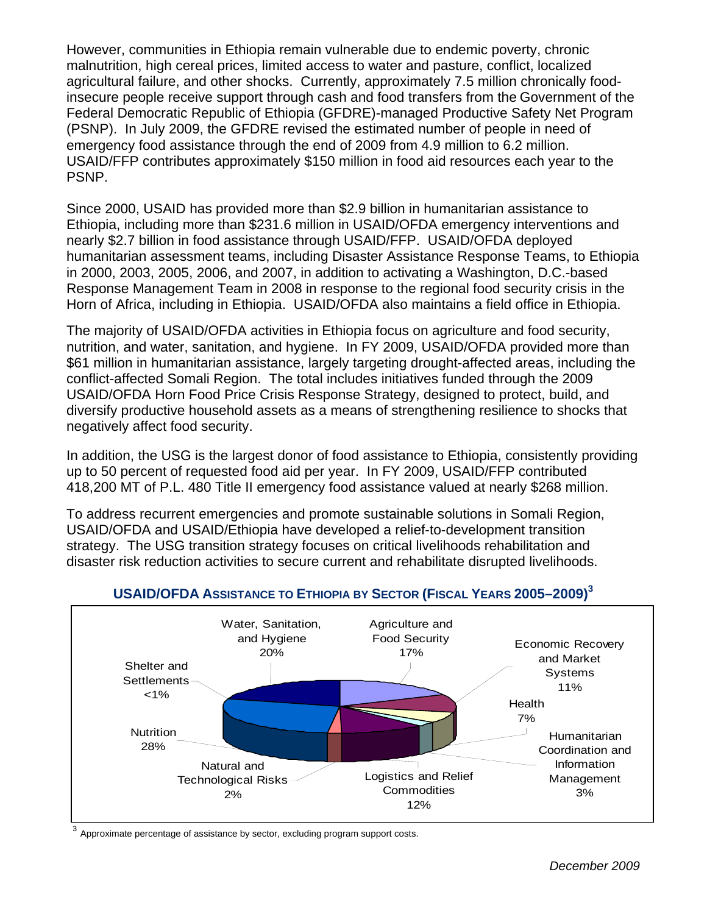However, communities in Ethiopia remain vulnerable due to endemic poverty, chronic malnutrition, high cereal prices, limited access to water and pasture, conflict, localized agricultural failure, and other shocks. Currently, approximately 7.5 million chronically food-insecure people receive support through cash and food transfers from the Government of the Federal Democratic Republic of Ethiopia (GFDRE)-managed Productive Safety Net Program (PSNP). In July 2009, the GFDRE revised the estimated number of people in need of emergency food assistance through the end of 2009 from 4.9 million to 6.2 million. USAID/FFP contributes approximately $150 million in food aid resources each year to the PSNP.

Since 2000, USAID has provided more than $2.9 billion in humanitarian assistance to Ethiopia, including more than $231.6 million in USAID/OFDA emergency interventions and nearly $2.7 billion in food assistance through USAID/FFP. USAID/OFDA deployed humanitarian assessment teams, including Disaster Assistance Response Teams, to Ethiopia in 2000, 2003, 2005, 2006, and 2007, in addition to activating a Washington, D.C.-based Response Management Team in 2008 in response to the regional food security crisis in the Horn of Africa, including in Ethiopia. USAID/OFDA also maintains a field office in Ethiopia.

The majority of USAID/OFDA activities in Ethiopia focus on agriculture and food security, nutrition, and water, sanitation, and hygiene. In FY 2009, USAID/OFDA provided more than $61 million in humanitarian assistance, largely targeting drought-affected areas, including the conflict-affected Somali Region. The total includes initiatives funded through the 2009 USAID/OFDA Horn Food Price Crisis Response Strategy, designed to protect, build, and diversify productive household assets as a means of strengthening resilience to shocks that negatively affect food security.

In addition, the USG is the largest donor of food assistance to Ethiopia, consistently providing up to 50 percent of requested food aid per year. In FY 2009, USAID/FFP contributed 418,200 MT of P.L. 480 Title II emergency food assistance valued at nearly $268 million.

To address recurrent emergencies and promote sustainable solutions in Somali Region, USAID/OFDA and USAID/Ethiopia have developed a relief-to-development transition strategy. The USG transition strategy focuses on critical livelihoods rehabilitation and disaster risk reduction activities to secure current and rehabilitate disrupted livelihoods.

## USAID/OFDA ASSISTANCE TO ETHIOPIA BY SECTOR (FISCAL YEARS 2005–2009)[3]

Water, Sanitation, and Hygiene 20%
Agriculture and Food Security 17%
Economic Recovery and Market Systems 11%
Health 7%
Humanitarian Coordination and Information Management 3%
Logistics and Relief Commodities 12%
Natural and Technological Risks 2%
Nutrition 28%
Shelter and Settlements <1%

[3] Approximate percentage of assistance by sector, excluding program support costs.